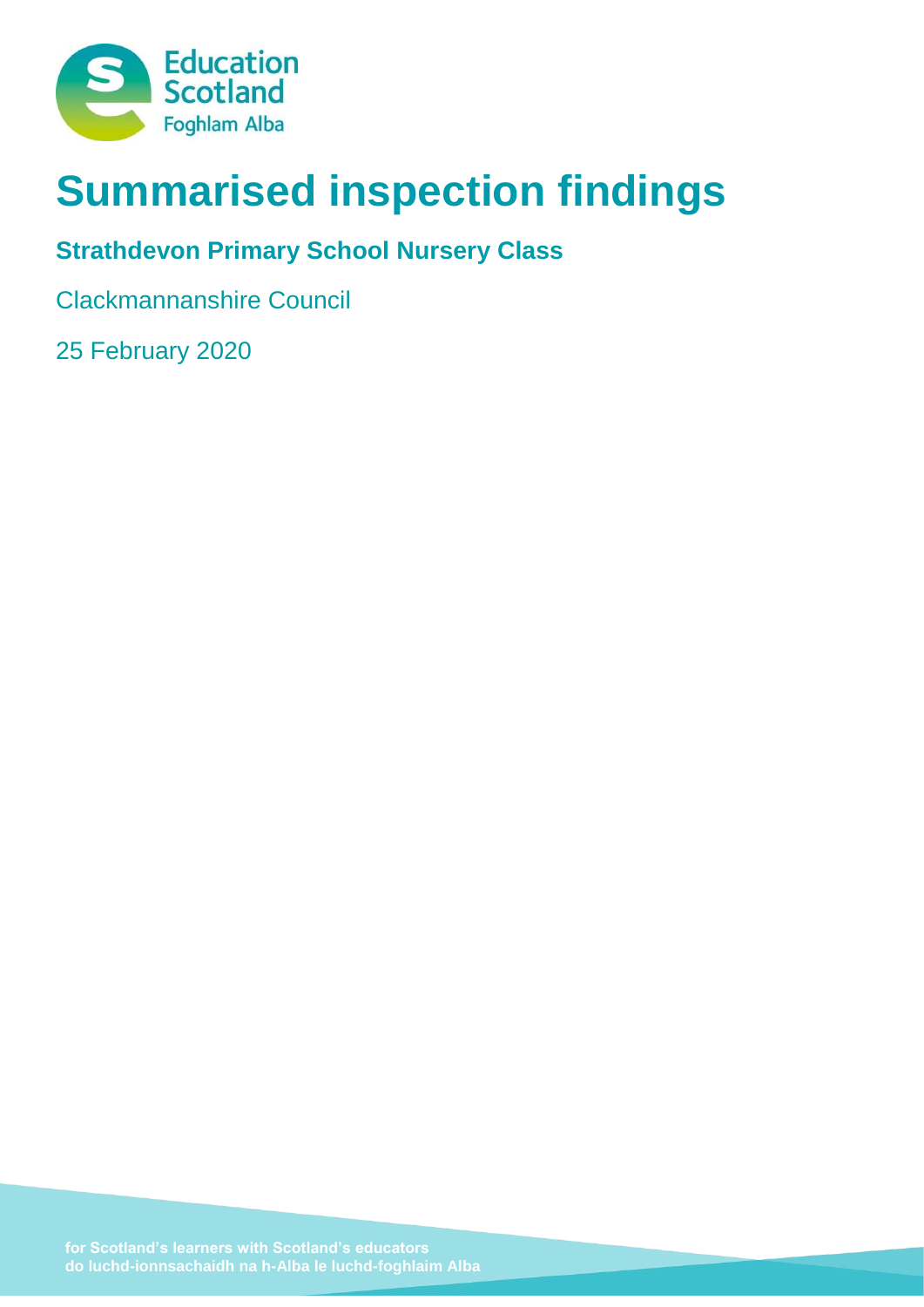Education Scotland
Foghlam Alba

# Summarised inspection findings

## Strathdevon Primary School Nursery Class

Clackmannanshire Council

25 February 2020

for Scotland's learners with Scotland's educators
do luchd-ionnsachaidh na h-Alba le luchd-foghlaim Alba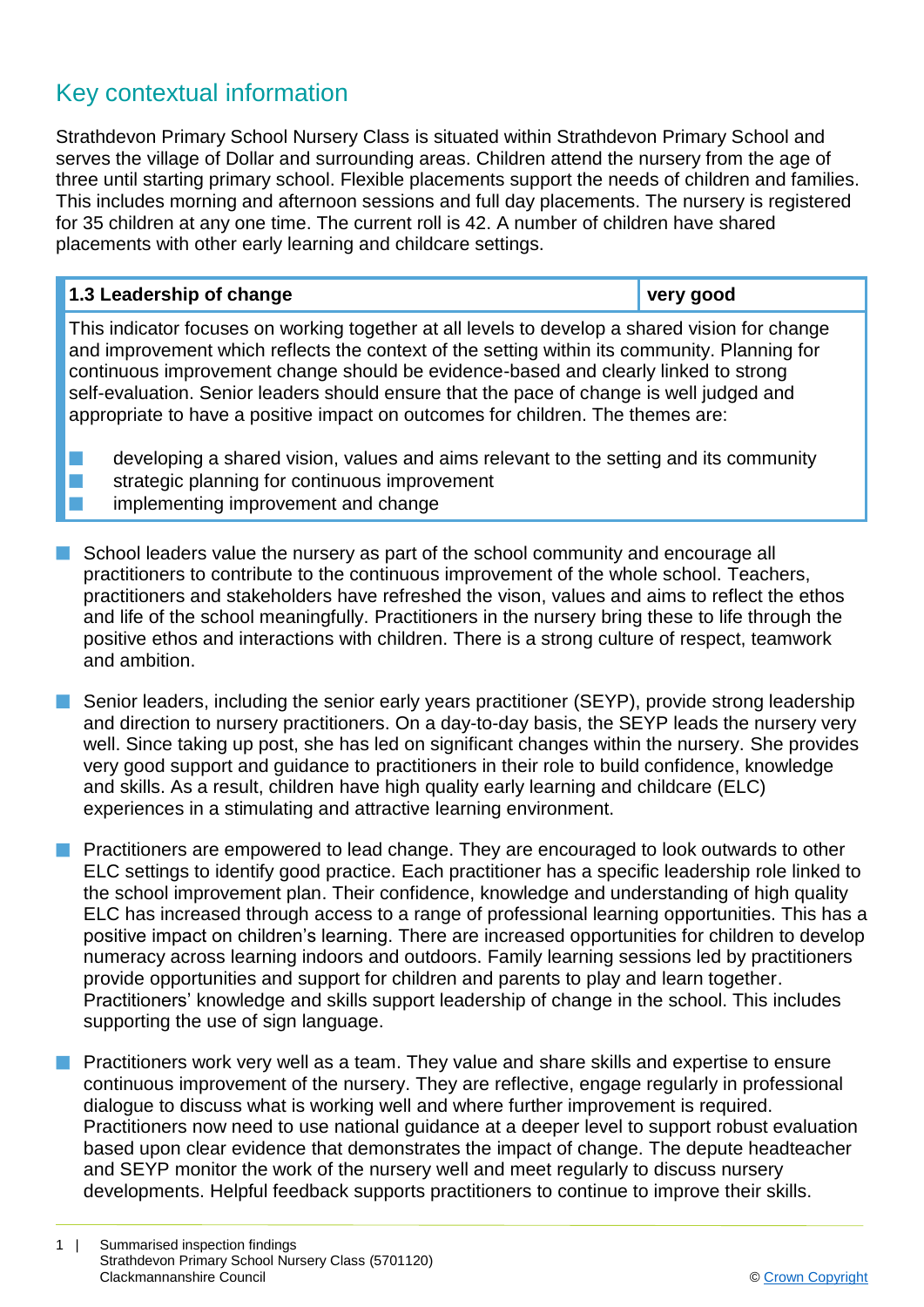## Key contextual information

Strathdevon Primary School Nursery Class is situated within Strathdevon Primary School and serves the village of Dollar and surrounding areas. Children attend the nursery from the age of three until starting primary school. Flexible placements support the needs of children and families. This includes morning and afternoon sessions and full day placements. The nursery is registered for 35 children at any one time. The current roll is 42. A number of children have shared placements with other early learning and childcare settings.

| **1.3 Leadership of change** | **very good** |
|---|---|
| This indicator focuses on working together at all levels to develop a shared vision for change and improvement which reflects the context of the setting within its community. Planning for continuous improvement change should be evidence-based and clearly linked to strong self-evaluation. Senior leaders should ensure that the pace of change is well judged and appropriate to have a positive impact on outcomes for children. The themes are:<br>■ developing a shared vision, values and aims relevant to the setting and its community<br>■ strategic planning for continuous improvement<br>■ implementing improvement and change | |

- School leaders value the nursery as part of the school community and encourage all practitioners to contribute to the continuous improvement of the whole school. Teachers, practitioners and stakeholders have refreshed the vison, values and aims to reflect the ethos and life of the school meaningfully. Practitioners in the nursery bring these to life through the positive ethos and interactions with children. There is a strong culture of respect, teamwork and ambition.

- Senior leaders, including the senior early years practitioner (SEYP), provide strong leadership and direction to nursery practitioners. On a day-to-day basis, the SEYP leads the nursery very well. Since taking up post, she has led on significant changes within the nursery. She provides very good support and guidance to practitioners in their role to build confidence, knowledge and skills. As a result, children have high quality early learning and childcare (ELC) experiences in a stimulating and attractive learning environment.

- Practitioners are empowered to lead change. They are encouraged to look outwards to other ELC settings to identify good practice. Each practitioner has a specific leadership role linked to the school improvement plan. Their confidence, knowledge and understanding of high quality ELC has increased through access to a range of professional learning opportunities. This has a positive impact on children's learning. There are increased opportunities for children to develop numeracy across learning indoors and outdoors. Family learning sessions led by practitioners provide opportunities and support for children and parents to play and learn together. Practitioners' knowledge and skills support leadership of change in the school. This includes supporting the use of sign language.

- Practitioners work very well as a team. They value and share skills and expertise to ensure continuous improvement of the nursery. They are reflective, engage regularly in professional dialogue to discuss what is working well and where further improvement is required. Practitioners now need to use national guidance at a deeper level to support robust self-evaluation based upon clear evidence that demonstrates the impact of change. The depute headteacher and SEYP monitor the work of the nursery well and meet regularly to discuss nursery developments. Helpful feedback supports practitioners to continue to improve their skills.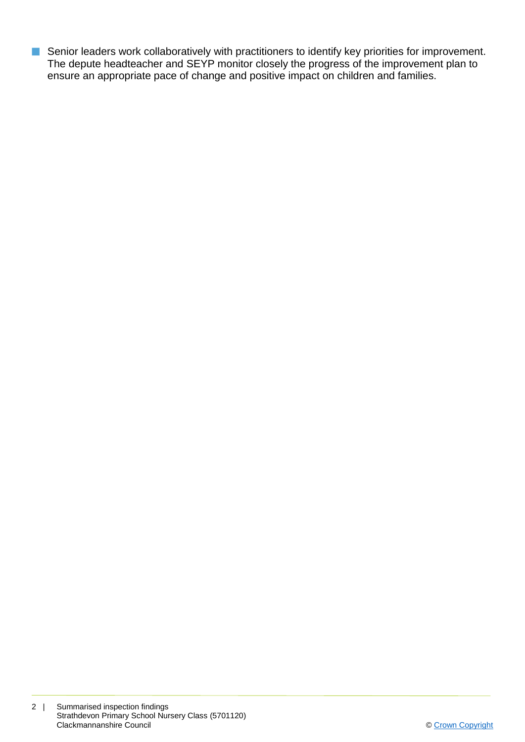- Senior leaders work collaboratively with practitioners to identify key priorities for improvement. The depute headteacher and SEYP monitor closely the progress of the improvement plan to ensure an appropriate pace of change and positive impact on children and families.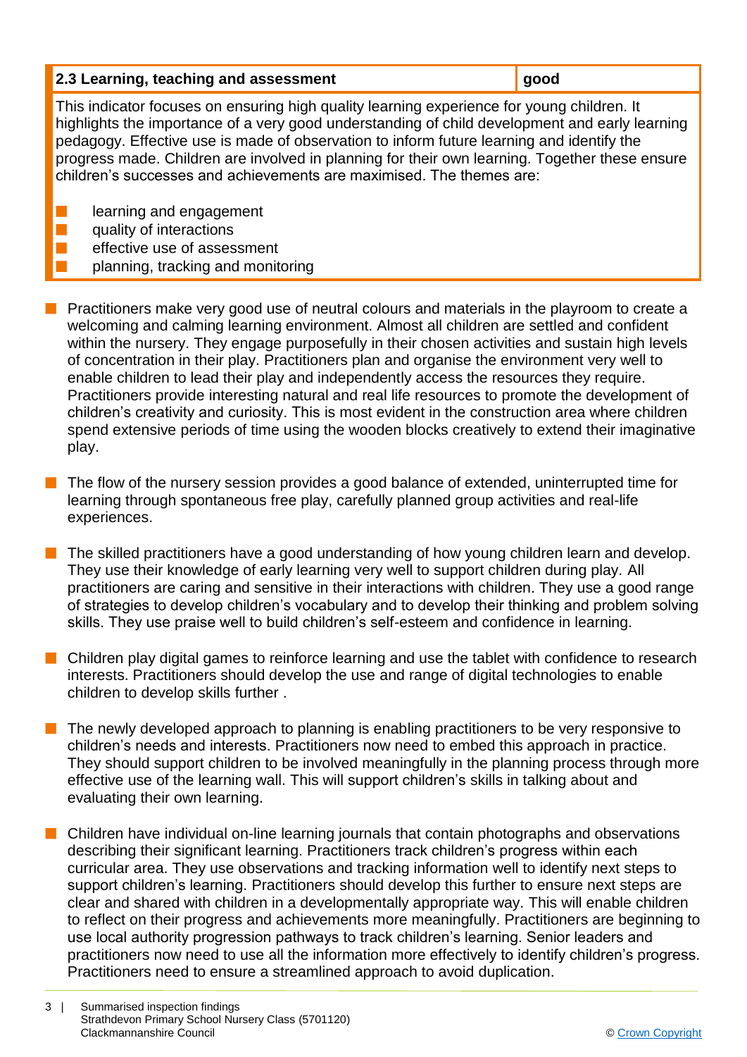| 2.3 Learning, teaching and assessment | good |
|---|---|

This indicator focuses on ensuring high quality learning experience for young children. It highlights the importance of a very good understanding of child development and early learning pedagogy. Effective use is made of observation to inform future learning and identify the progress made. Children are involved in planning for their own learning. Together these ensure children's successes and achievements are maximised. The themes are:

- learning and engagement
- quality of interactions
- effective use of assessment
- planning, tracking and monitoring

- Practitioners make very good use of neutral colours and materials in the playroom to create a welcoming and calming learning environment. Almost all children are settled and confident within the nursery. They engage purposefully in their chosen activities and sustain high levels of concentration in their play. Practitioners plan and organise the environment very well to enable children to lead their play and independently access the resources they require. Practitioners provide interesting natural and real life resources to promote the development of children's creativity and curiosity. This is most evident in the construction area where children spend extensive periods of time using the wooden blocks creatively to extend their imaginative play.

- The flow of the nursery session provides a good balance of extended, uninterrupted time for learning through spontaneous free play, carefully planned group activities and real-life experiences.

- The skilled practitioners have a good understanding of how young children learn and develop. They use their knowledge of early learning very well to support children during play. All practitioners are caring and sensitive in their interactions with children. They use a good range of strategies to develop children's vocabulary and to develop their thinking and problem solving skills. They use praise well to build children's self-esteem and confidence in learning.

- Children play digital games to reinforce learning and use the tablet with confidence to research interests. Practitioners should develop the use and range of digital technologies to enable children to develop skills further .

- The newly developed approach to planning is enabling practitioners to be very responsive to children's needs and interests. Practitioners now need to embed this approach in practice. They should support children to be involved meaningfully in the planning process through more effective use of the learning wall. This will support children's skills in talking about and evaluating their own learning.

- Children have individual on-line learning journals that contain photographs and observations describing their significant learning. Practitioners track children's progress within each curricular area. They use observations and tracking information well to identify next steps to support children's learning. Practitioners should develop this further to ensure next steps are clear and shared with children in a developmentally appropriate way. This will enable children to reflect on their progress and achievements more meaningfully. Practitioners are beginning to use local authority progression pathways to track children's learning. Senior leaders and practitioners now need to use all the information more effectively to identify children's progress. Practitioners need to ensure a streamlined approach to avoid duplication.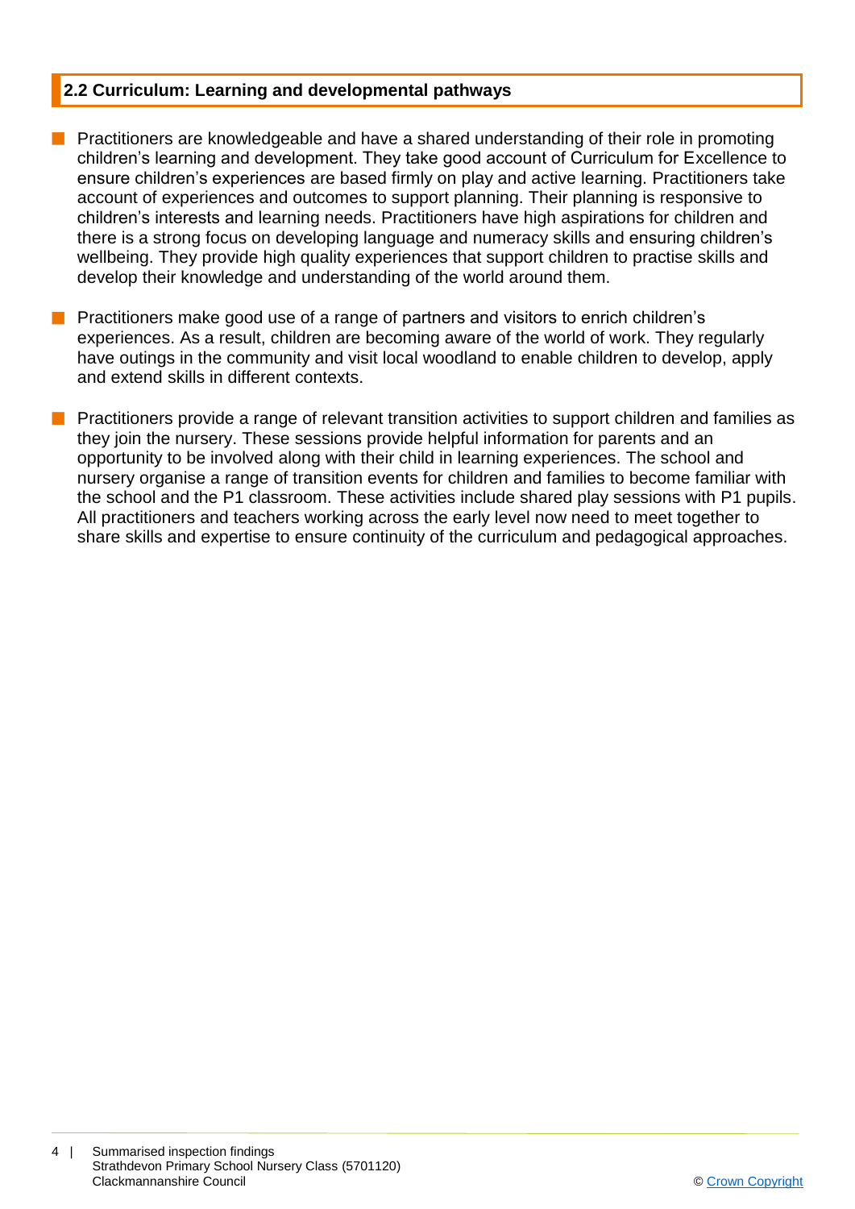## 2.2 Curriculum: Learning and developmental pathways

- Practitioners are knowledgeable and have a shared understanding of their role in promoting children's learning and development. They take good account of Curriculum for Excellence to ensure children's experiences are based firmly on play and active learning. Practitioners take account of experiences and outcomes to support planning. Their planning is responsive to children's interests and learning needs. Practitioners have high aspirations for children and there is a strong focus on developing language and numeracy skills and ensuring children's wellbeing. They provide high quality experiences that support children to practise skills and develop their knowledge and understanding of the world around them.

- Practitioners make good use of a range of partners and visitors to enrich children's experiences. As a result, children are becoming aware of the world of work. They regularly have outings in the community and visit local woodland to enable children to develop, apply and extend skills in different contexts.

- Practitioners provide a range of relevant transition activities to support children and families as they join the nursery. These sessions provide helpful information for parents and an opportunity to be involved along with their child in learning experiences. The school and nursery organise a range of transition events for children and families to become familiar with the school and the P1 classroom. These activities include shared play sessions with P1 pupils. All practitioners and teachers working across the early level now need to meet together to share skills and expertise to ensure continuity of the curriculum and pedagogical approaches.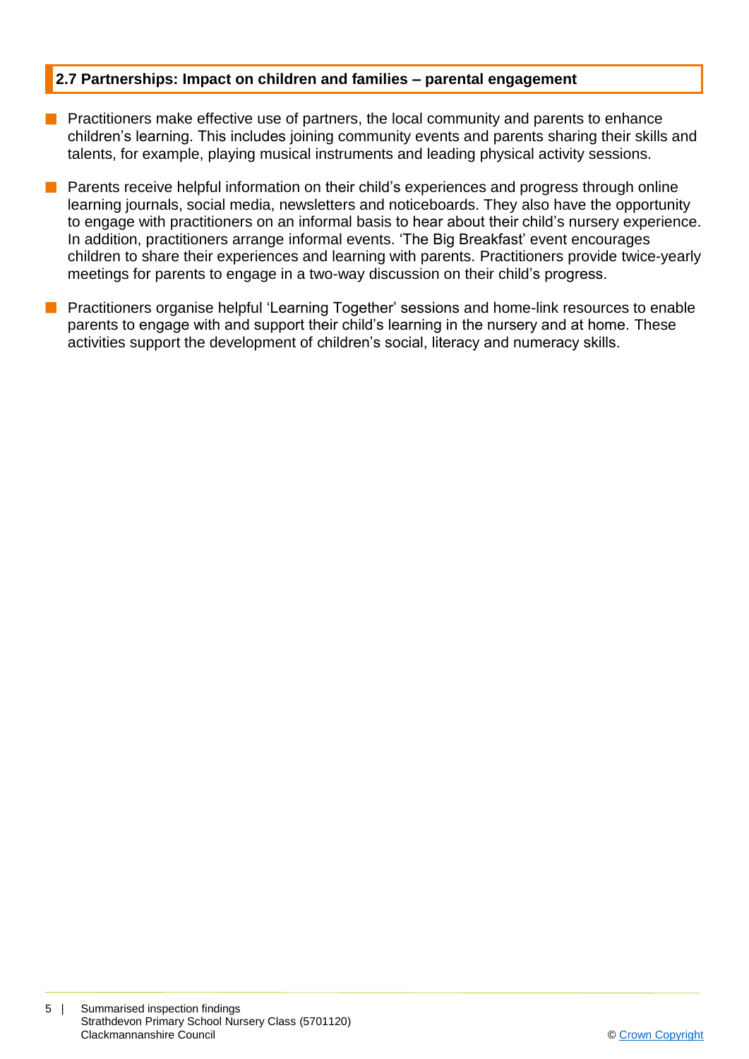## 2.7 Partnerships: Impact on children and families – parental engagement

- Practitioners make effective use of partners, the local community and parents to enhance children's learning. This includes joining community events and parents sharing their skills and talents, for example, playing musical instruments and leading physical activity sessions.
- Parents receive helpful information on their child's experiences and progress through online learning journals, social media, newsletters and noticeboards. They also have the opportunity to engage with practitioners on an informal basis to hear about their child's nursery experience. In addition, practitioners arrange informal events. 'The Big Breakfast' event encourages children to share their experiences and learning with parents. Practitioners provide twice-yearly meetings for parents to engage in a two-way discussion on their child's progress.
- Practitioners organise helpful 'Learning Together' sessions and home-link resources to enable parents to engage with and support their child's learning in the nursery and at home. These activities support the development of children's social, literacy and numeracy skills.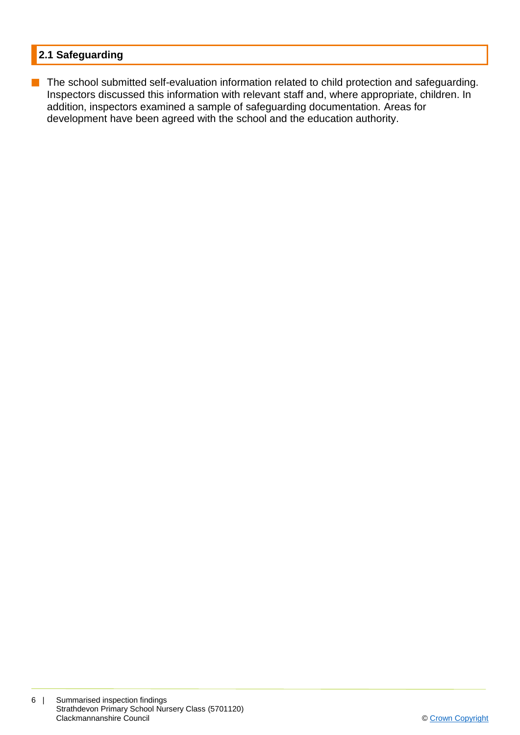## 2.1 Safeguarding

- The school submitted self-evaluation information related to child protection and safeguarding. Inspectors discussed this information with relevant staff and, where appropriate, children. In addition, inspectors examined a sample of safeguarding documentation. Areas for development have been agreed with the school and the education authority.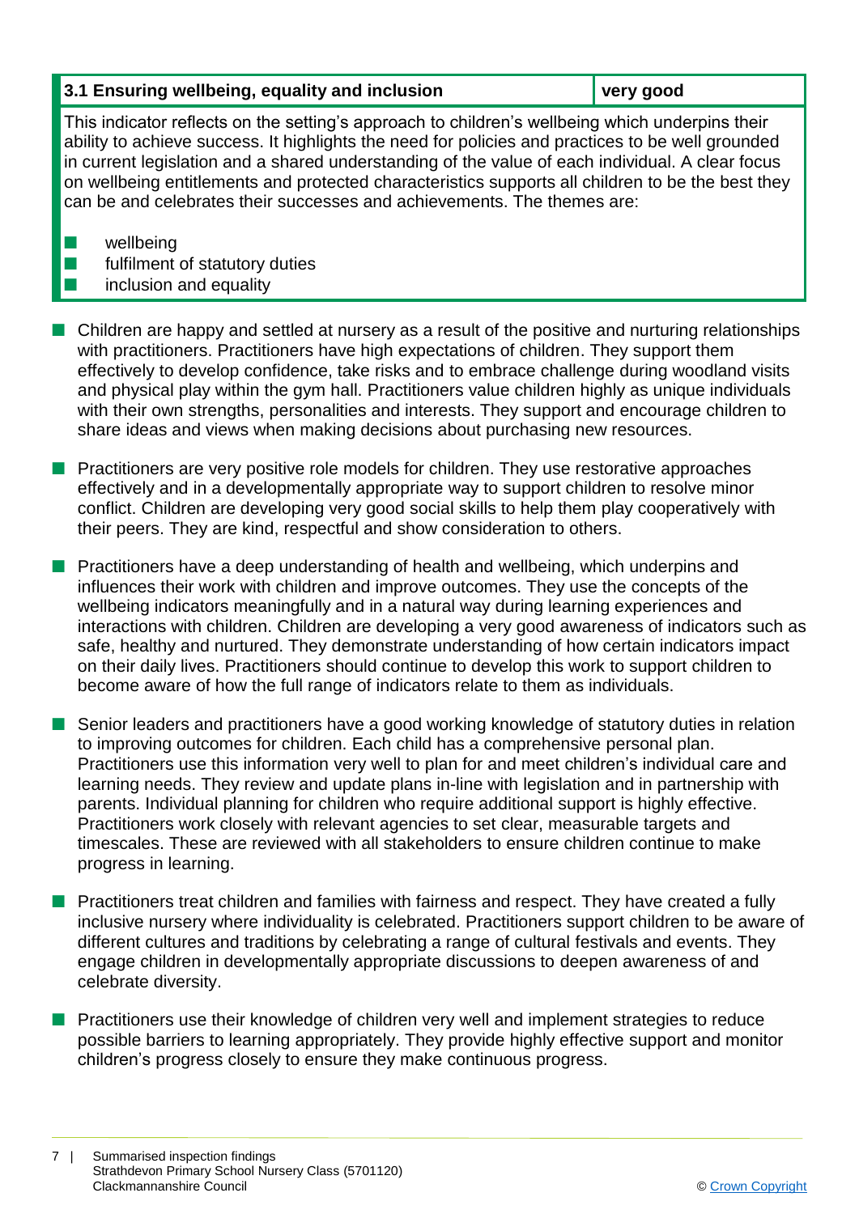| 3.1 Ensuring wellbeing, equality and inclusion | very good |
| --- | --- |

This indicator reflects on the setting's approach to children's wellbeing which underpins their ability to achieve success. It highlights the need for policies and practices to be well grounded in current legislation and a shared understanding of the value of each individual. A clear focus on wellbeing entitlements and protected characteristics supports all children to be the best they can be and celebrates their successes and achievements. The themes are:

- wellbeing
- fulfilment of statutory duties
- inclusion and equality

- Children are happy and settled at nursery as a result of the positive and nurturing relationships with practitioners. Practitioners have high expectations of children. They support them effectively to develop confidence, take risks and to embrace challenge during woodland visits and physical play within the gym hall. Practitioners value children highly as unique individuals with their own strengths, personalities and interests. They support and encourage children to share ideas and views when making decisions about purchasing new resources.

- Practitioners are very positive role models for children. They use restorative approaches effectively and in a developmentally appropriate way to support children to resolve minor conflict. Children are developing very good social skills to help them play cooperatively with their peers. They are kind, respectful and show consideration to others.

- Practitioners have a deep understanding of health and wellbeing, which underpins and influences their work with children and improve outcomes. They use the concepts of the wellbeing indicators meaningfully and in a natural way during learning experiences and interactions with children. Children are developing a very good awareness of indicators such as safe, healthy and nurtured. They demonstrate understanding of how certain indicators impact on their daily lives. Practitioners should continue to develop this work to support children to become aware of how the full range of indicators relate to them as individuals.

- Senior leaders and practitioners have a good working knowledge of statutory duties in relation to improving outcomes for children. Each child has a comprehensive personal plan. Practitioners use this information very well to plan for and meet children's individual care and learning needs. They review and update plans in-line with legislation and in partnership with parents. Individual planning for children who require additional support is highly effective. Practitioners work closely with relevant agencies to set clear, measurable targets and timescales. These are reviewed with all stakeholders to ensure children continue to make progress in learning.

- Practitioners treat children and families with fairness and respect. They have created a fully inclusive nursery where individuality is celebrated. Practitioners support children to be aware of different cultures and traditions by celebrating a range of cultural festivals and events. They engage children in developmentally appropriate discussions to deepen awareness of and celebrate diversity.

- Practitioners use their knowledge of children very well and implement strategies to reduce possible barriers to learning appropriately. They provide highly effective support and monitor children's progress closely to ensure they make continuous progress.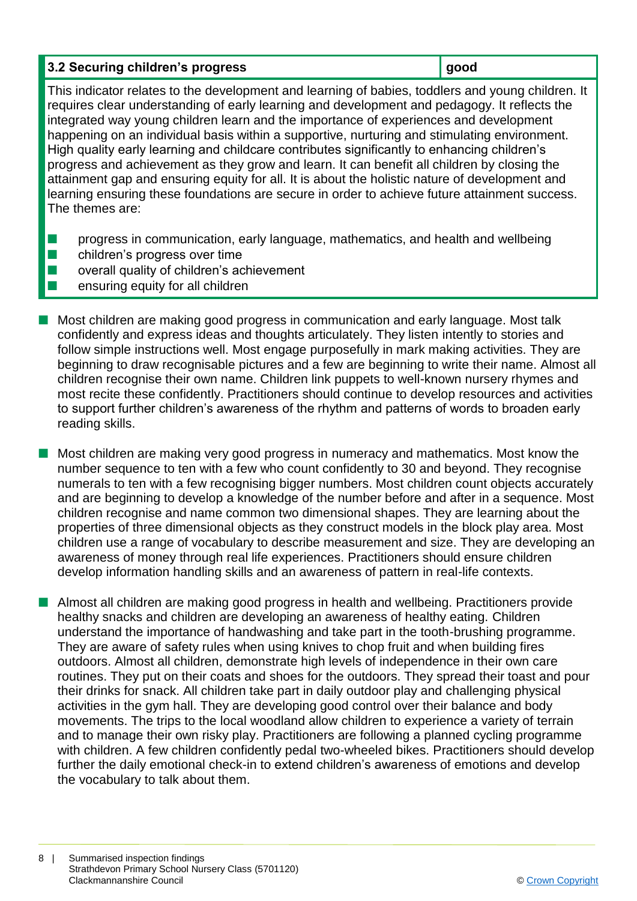| 3.2 Securing children's progress | good |
| --- | --- |

This indicator relates to the development and learning of babies, toddlers and young children. It requires clear understanding of early learning and development and pedagogy. It reflects the integrated way young children learn and the importance of experiences and development happening on an individual basis within a supportive, nurturing and stimulating environment. High quality early learning and childcare contributes significantly to enhancing children's progress and achievement as they grow and learn. It can benefit all children by closing the attainment gap and ensuring equity for all. It is about the holistic nature of development and learning ensuring these foundations are secure in order to achieve future attainment success. The themes are:

- progress in communication, early language, mathematics, and health and wellbeing
- children's progress over time
- overall quality of children's achievement
- ensuring equity for all children

- Most children are making good progress in communication and early language. Most talk confidently and express ideas and thoughts articulately. They listen intently to stories and follow simple instructions well. Most engage purposefully in mark making activities. They are beginning to draw recognisable pictures and a few are beginning to write their name. Almost all children recognise their own name. Children link puppets to well-known nursery rhymes and most recite these confidently. Practitioners should continue to develop resources and activities to support further children's awareness of the rhythm and patterns of words to broaden early reading skills.

- Most children are making very good progress in numeracy and mathematics. Most know the number sequence to ten with a few who count confidently to 30 and beyond. They recognise numerals to ten with a few recognising bigger numbers. Most children count objects accurately and are beginning to develop a knowledge of the number before and after in a sequence. Most children recognise and name common two dimensional shapes. They are learning about the properties of three dimensional objects as they construct models in the block play area. Most children use a range of vocabulary to describe measurement and size. They are developing an awareness of money through real life experiences. Practitioners should ensure children develop information handling skills and an awareness of pattern in real-life contexts.

- Almost all children are making good progress in health and wellbeing. Practitioners provide healthy snacks and children are developing an awareness of healthy eating. Children understand the importance of handwashing and take part in the tooth-brushing programme. They are aware of safety rules when using knives to chop fruit and when building fires outdoors. Almost all children, demonstrate high levels of independence in their own care routines. They put on their coats and shoes for the outdoors. They spread their toast and pour their drinks for snack. All children take part in daily outdoor play and challenging physical activities in the gym hall. They are developing good control over their balance and body movements. The trips to the local woodland allow children to experience a variety of terrain and to manage their own risky play. Practitioners are following a planned cycling programme with children. A few children confidently pedal two-wheeled bikes. Practitioners should develop further the daily emotional check-in to extend children's awareness of emotions and develop the vocabulary to talk about them.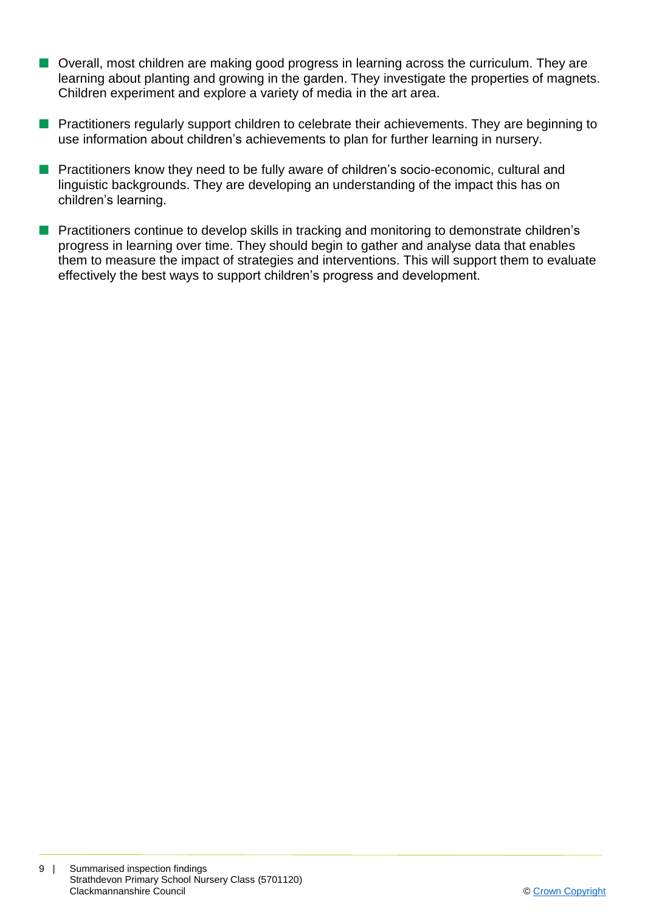- Overall, most children are making good progress in learning across the curriculum. They are learning about planting and growing in the garden. They investigate the properties of magnets. Children experiment and explore a variety of media in the art area.
- Practitioners regularly support children to celebrate their achievements. They are beginning to use information about children's achievements to plan for further learning in nursery.
- Practitioners know they need to be fully aware of children's socio-economic, cultural and linguistic backgrounds. They are developing an understanding of the impact this has on children's learning.
- Practitioners continue to develop skills in tracking and monitoring to demonstrate children's progress in learning over time. They should begin to gather and analyse data that enables them to measure the impact of strategies and interventions. This will support them to evaluate effectively the best ways to support children's progress and development.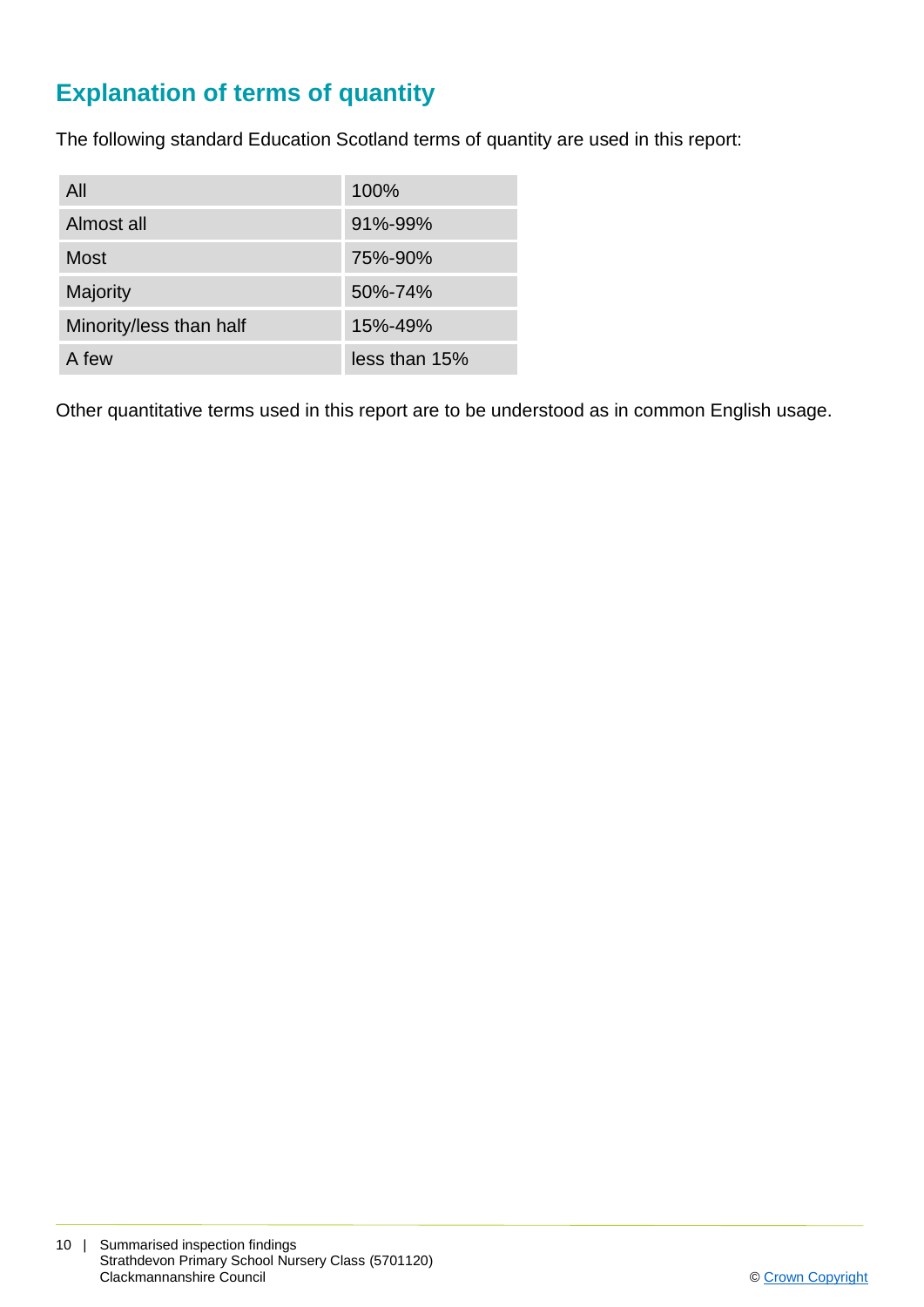## Explanation of terms of quantity

The following standard Education Scotland terms of quantity are used in this report:

| | |
|---|---|
| All | 100% |
| Almost all | 91%-99% |
| Most | 75%-90% |
| Majority | 50%-74% |
| Minority/less than half | 15%-49% |
| A few | less than 15% |

Other quantitative terms used in this report are to be understood as in common English usage.